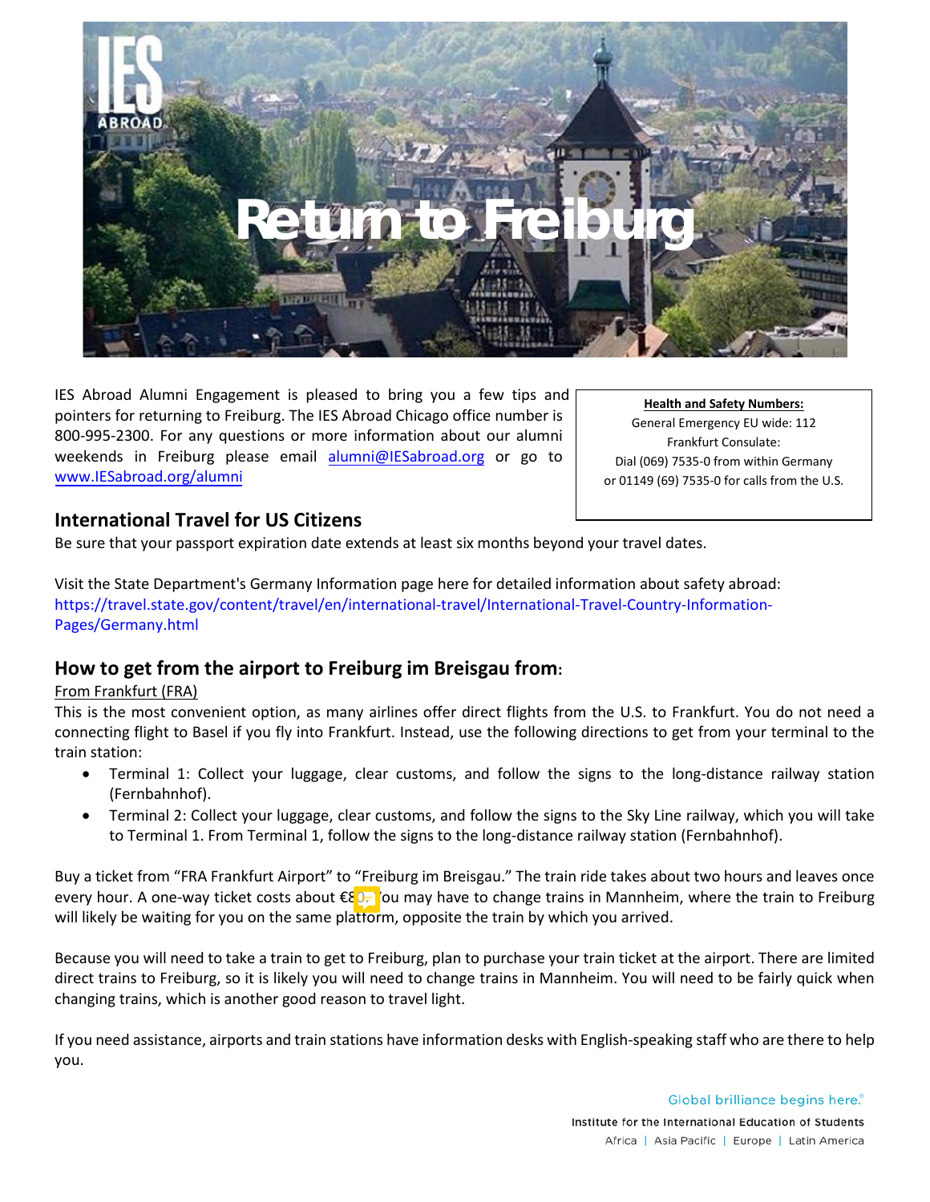# Return to Freiburg

IES Abroad Alumni Engagement is pleased to bring you a few tips and pointers for returning to Freiburg. The IES Abroad Chicago office number is 800-995-2300. For any questions or more information about our alumni weekends in Freiburg please email [alumni@IESabroad.org](mailto:alumni@IESabroad.org) or go to [www.IESabroad.org/alumni](http://www.IESabroad.org/alumni)

**Health and Safety Numbers:**
General Emergency EU wide: 112
Frankfurt Consulate:
Dial (069) 7535-0 from within Germany
or 01149 (69) 7535-0 for calls from the U.S.

## International Travel for US Citizens

Be sure that your passport expiration date extends at least six months beyond your travel dates.

Visit the State Department's Germany Information page here for detailed information about safety abroad: https://travel.state.gov/content/travel/en/international-travel/International-Travel-Country-Information-Pages/Germany.html

## How to get from the airport to Freiburg im Breisgau from:

From Frankfurt (FRA)

This is the most convenient option, as many airlines offer direct flights from the U.S. to Frankfurt. You do not need a connecting flight to Basel if you fly into Frankfurt. Instead, use the following directions to get from your terminal to the train station:

- Terminal 1: Collect your luggage, clear customs, and follow the signs to the long-distance railway station (Fernbahnhof).
- Terminal 2: Collect your luggage, clear customs, and follow the signs to the Sky Line railway, which you will take to Terminal 1. From Terminal 1, follow the signs to the long-distance railway station (Fernbahnhof).

Buy a ticket from "FRA Frankfurt Airport" to "Freiburg im Breisgau." The train ride takes about two hours and leaves once every hour. A one-way ticket costs about €8 You may have to change trains in Mannheim, where the train to Freiburg will likely be waiting for you on the same platform, opposite the train by which you arrived.

Because you will need to take a train to get to Freiburg, plan to purchase your train ticket at the airport. There are limited direct trains to Freiburg, so it is likely you will need to change trains in Mannheim. You will need to be fairly quick when changing trains, which is another good reason to travel light.

If you need assistance, airports and train stations have information desks with English-speaking staff who are there to help you.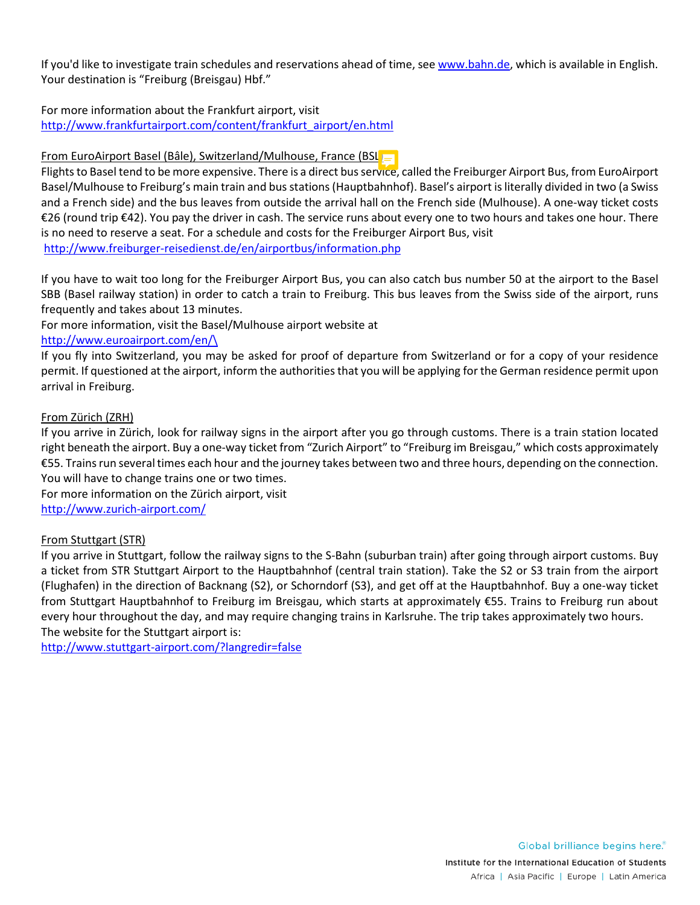If you'd like to investigate train schedules and reservations ahead of time, see www.bahn.de, which is available in English. Your destination is "Freiburg (Breisgau) Hbf."

For more information about the Frankfurt airport, visit
http://www.frankfurtairport.com/content/frankfurt_airport/en.html

From EuroAirport Basel (Bâle), Switzerland/Mulhouse, France (BSL)

Flights to Basel tend to be more expensive. There is a direct bus service, called the Freiburger Airport Bus, from EuroAirport Basel/Mulhouse to Freiburg's main train and bus stations (Hauptbahnhof). Basel's airport is literally divided in two (a Swiss and a French side) and the bus leaves from outside the arrival hall on the French side (Mulhouse). A one-way ticket costs €26 (round trip €42). You pay the driver in cash. The service runs about every one to two hours and takes one hour. There is no need to reserve a seat. For a schedule and costs for the Freiburger Airport Bus, visit
http://www.freiburger-reisedienst.de/en/airportbus/information.php

If you have to wait too long for the Freiburger Airport Bus, you can also catch bus number 50 at the airport to the Basel SBB (Basel railway station) in order to catch a train to Freiburg. This bus leaves from the Swiss side of the airport, runs frequently and takes about 13 minutes.

For more information, visit the Basel/Mulhouse airport website at
http://www.euroairport.com/en/\

If you fly into Switzerland, you may be asked for proof of departure from Switzerland or for a copy of your residence permit. If questioned at the airport, inform the authorities that you will be applying for the German residence permit upon arrival in Freiburg.

From Zürich (ZRH)

If you arrive in Zürich, look for railway signs in the airport after you go through customs. There is a train station located right beneath the airport. Buy a one-way ticket from "Zurich Airport" to "Freiburg im Breisgau," which costs approximately €55. Trains run several times each hour and the journey takes between two and three hours, depending on the connection. You will have to change trains one or two times.

For more information on the Zürich airport, visit
http://www.zurich-airport.com/

From Stuttgart (STR)

If you arrive in Stuttgart, follow the railway signs to the S-Bahn (suburban train) after going through airport customs. Buy a ticket from STR Stuttgart Airport to the Hauptbahnhof (central train station). Take the S2 or S3 train from the airport (Flughafen) in the direction of Backnang (S2), or Schorndorf (S3), and get off at the Hauptbahnhof. Buy a one-way ticket from Stuttgart Hauptbahnhof to Freiburg im Breisgau, which starts at approximately €55. Trains to Freiburg run about every hour throughout the day, and may require changing trains in Karlsruhe. The trip takes approximately two hours.

The website for the Stuttgart airport is:
http://www.stuttgart-airport.com/?langredir=false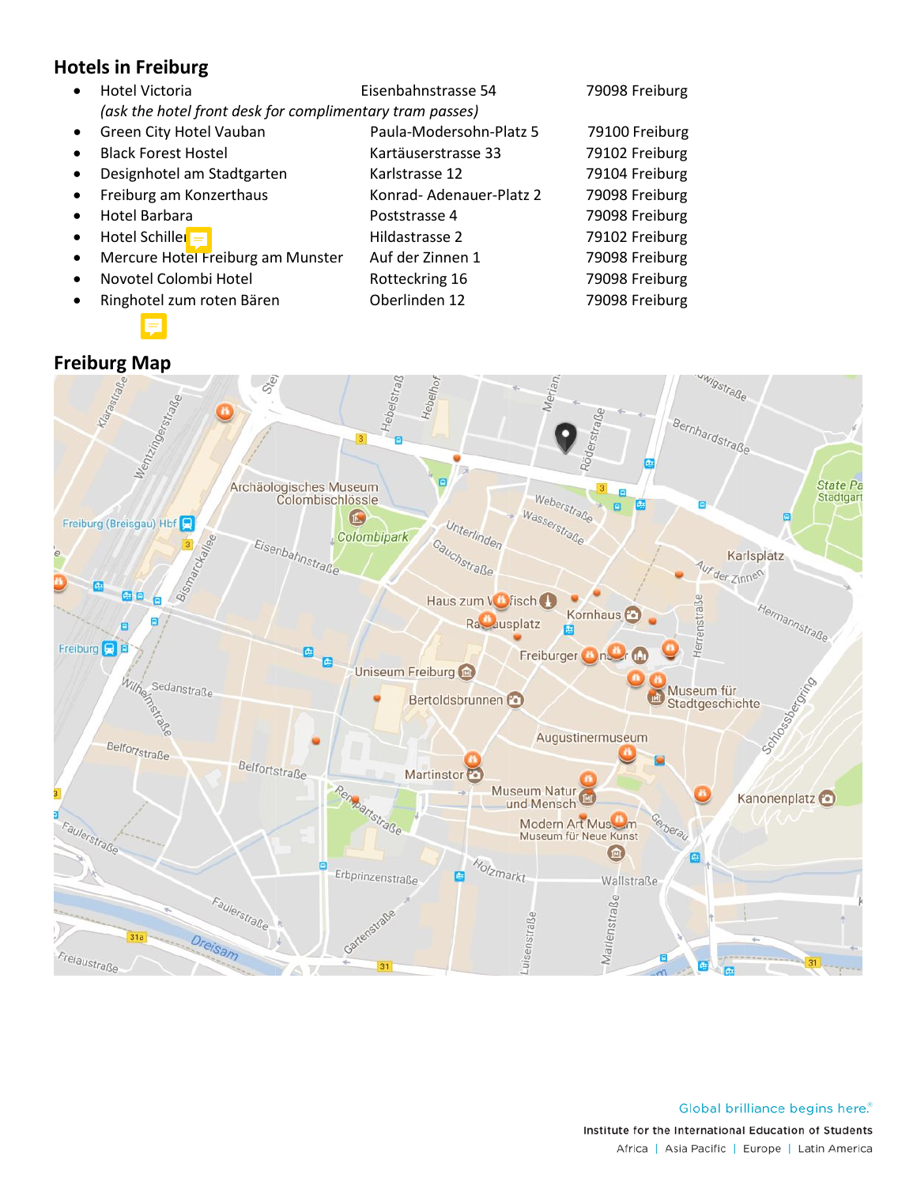## Hotels in Freiburg

- Hotel Victoria Eisenbahnstrasse 54 79098 Freiburg
  *(ask the hotel front desk for complimentary tram passes)*
- Green City Hotel Vauban Paula-Modersohn-Platz 5 79100 Freiburg
- Black Forest Hostel Kartäuserstrasse 33 79102 Freiburg
- Designhotel am Stadtgarten Karlstrasse 12 79104 Freiburg
- Freiburg am Konzerthaus Konrad- Adenauer-Platz 2 79098 Freiburg
- Hotel Barbara Poststrasse 4 79098 Freiburg
- Hotel Schiller Hildastrasse 2 79102 Freiburg
- Mercure Hotel Freiburg am Munster Auf der Zinnen 1 79098 Freiburg
- Novotel Colombi Hotel Rotteckring 16 79098 Freiburg
- Ringhotel zum roten Bären Oberlinden 12 79098 Freiburg

## Freiburg Map

Global brilliance begins here.®

Institute for the International Education of Students

Africa | Asia Pacific | Europe | Latin America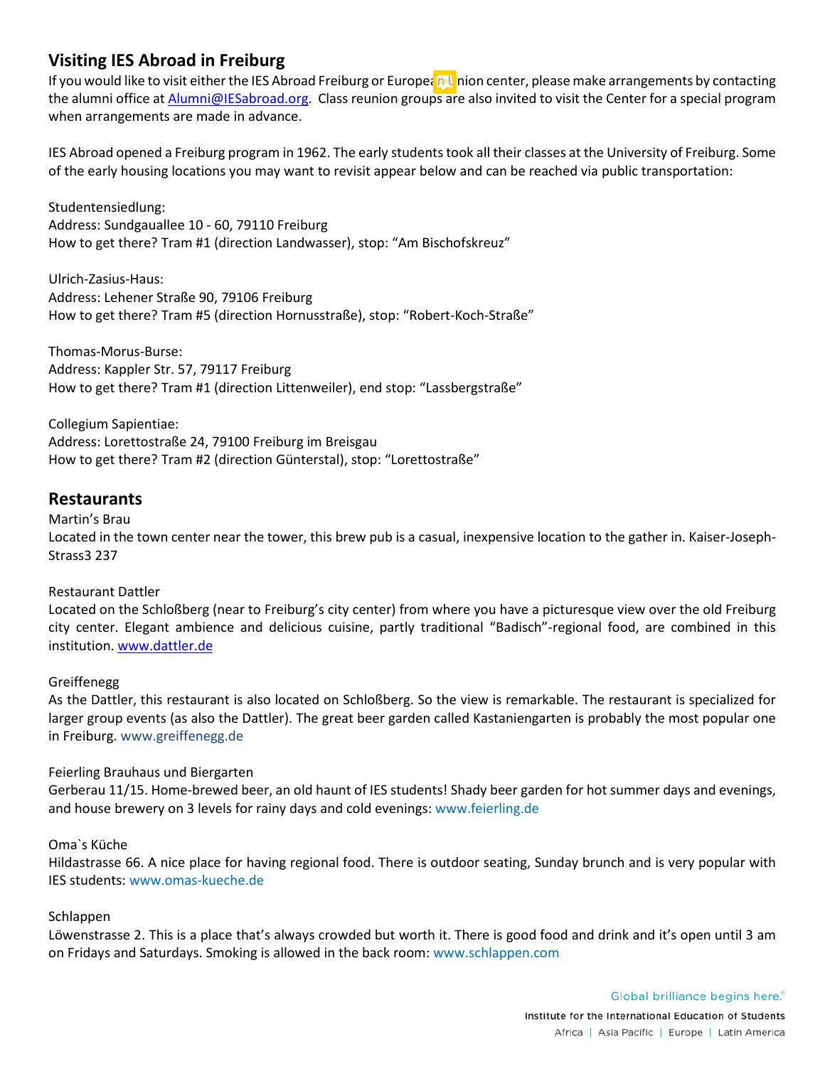## Visiting IES Abroad in Freiburg

If you would like to visit either the IES Abroad Freiburg or European Union center, please make arrangements by contacting the alumni office at Alumni@IESabroad.org. Class reunion groups are also invited to visit the Center for a special program when arrangements are made in advance.

IES Abroad opened a Freiburg program in 1962. The early students took all their classes at the University of Freiburg. Some of the early housing locations you may want to revisit appear below and can be reached via public transportation:

Studentensiedlung:
Address: Sundgauallee 10 - 60, 79110 Freiburg
How to get there? Tram #1 (direction Landwasser), stop: "Am Bischofskreuz"

Ulrich-Zasius-Haus:
Address: Lehener Straße 90, 79106 Freiburg
How to get there? Tram #5 (direction Hornusstraße), stop: "Robert-Koch-Straße"

Thomas-Morus-Burse:
Address: Kappler Str. 57, 79117 Freiburg
How to get there? Tram #1 (direction Littenweiler), end stop: "Lassbergstraße"

Collegium Sapientiae:
Address: Lorettostraße 24, 79100 Freiburg im Breisgau
How to get there? Tram #2 (direction Günterstal), stop: "Lorettostraße"

## Restaurants

Martin's Brau
Located in the town center near the tower, this brew pub is a casual, inexpensive location to the gather in. Kaiser-Joseph-Strass3 237

Restaurant Dattler
Located on the Schloßberg (near to Freiburg's city center) from where you have a picturesque view over the old Freiburg city center. Elegant ambience and delicious cuisine, partly traditional "Badisch"-regional food, are combined in this institution. www.dattler.de

Greiffenegg
As the Dattler, this restaurant is also located on Schloßberg. So the view is remarkable. The restaurant is specialized for larger group events (as also the Dattler). The great beer garden called Kastaniengarten is probably the most popular one in Freiburg. www.greiffenegg.de

Feierling Brauhaus und Biergarten
Gerberau 11/15. Home-brewed beer, an old haunt of IES students! Shady beer garden for hot summer days and evenings, and house brewery on 3 levels for rainy days and cold evenings: www.feierling.de

Oma`s Küche
Hildastrasse 66. A nice place for having regional food. There is outdoor seating, Sunday brunch and is very popular with IES students: www.omas-kueche.de

Schlappen
Löwenstrasse 2. This is a place that's always crowded but worth it. There is good food and drink and it's open until 3 am on Fridays and Saturdays. Smoking is allowed in the back room: www.schlappen.com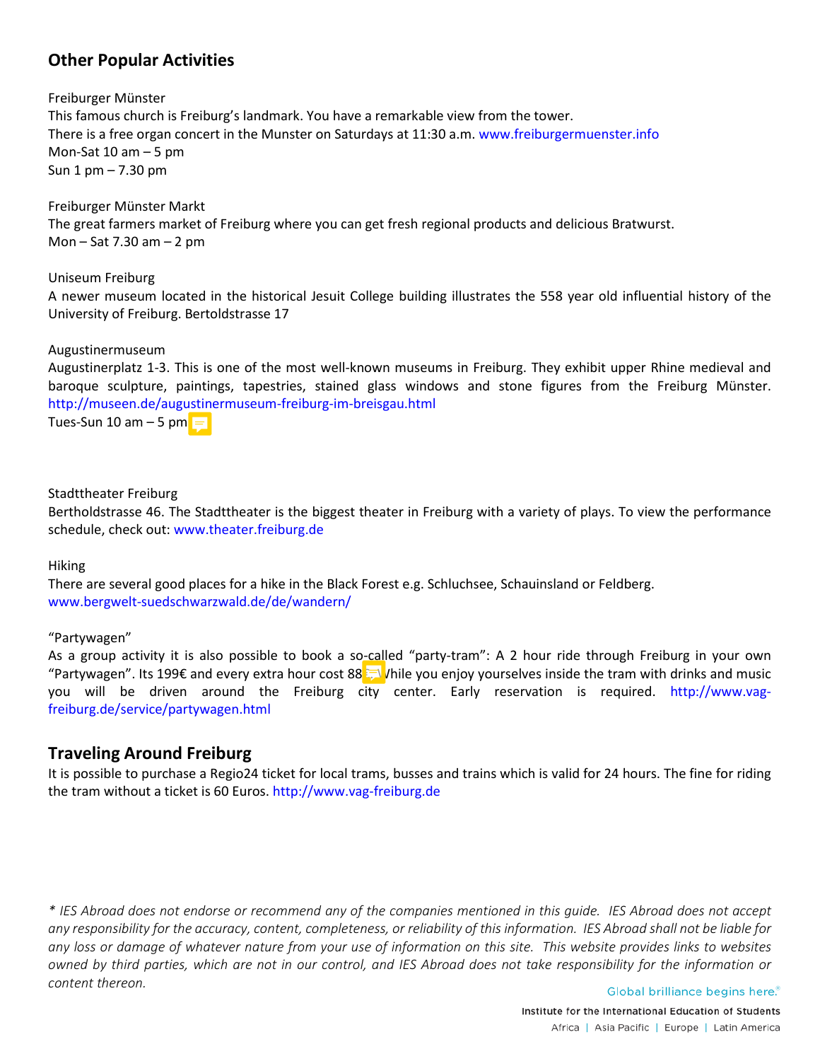## Other Popular Activities

Freiburger Münster
This famous church is Freiburg's landmark. You have a remarkable view from the tower.
There is a free organ concert in the Munster on Saturdays at 11:30 a.m. www.freiburgermuenster.info
Mon-Sat 10 am – 5 pm
Sun 1 pm – 7.30 pm

Freiburger Münster Markt
The great farmers market of Freiburg where you can get fresh regional products and delicious Bratwurst.
Mon – Sat 7.30 am – 2 pm

Uniseum Freiburg
A newer museum located in the historical Jesuit College building illustrates the 558 year old influential history of the University of Freiburg. Bertoldstrasse 17

Augustinermuseum
Augustinerplatz 1-3. This is one of the most well-known museums in Freiburg. They exhibit upper Rhine medieval and baroque sculpture, paintings, tapestries, stained glass windows and stone figures from the Freiburg Münster. http://museen.de/augustinermuseum-freiburg-im-breisgau.html
Tues-Sun 10 am – 5 pm

Stadttheater Freiburg
Berthold­strasse 46. The Stadttheater is the biggest theater in Freiburg with a variety of plays. To view the performance schedule, check out: www.theater.freiburg.de

Hiking
There are several good places for a hike in the Black Forest e.g. Schluchsee, Schauinsland or Feldberg.
www.bergwelt-suedschwarzwald.de/de/wandern/

"Partywagen"
As a group activity it is also possible to book a so-called "party-tram": A 2 hour ride through Freiburg in your own "Partywagen". Its 199€ and every extra hour cost 88 While you enjoy yourselves inside the tram with drinks and music you will be driven around the Freiburg city center. Early reservation is required. http://www.vag-freiburg.de/service/partywagen.html

## Traveling Around Freiburg

It is possible to purchase a Regio24 ticket for local trams, busses and trains which is valid for 24 hours. The fine for riding the tram without a ticket is 60 Euros. http://www.vag-freiburg.de

*\* IES Abroad does not endorse or recommend any of the companies mentioned in this guide. IES Abroad does not accept any responsibility for the accuracy, content, completeness, or reliability of this information. IES Abroad shall not be liable for any loss or damage of whatever nature from your use of information on this site. This website provides links to websites owned by third parties, which are not in our control, and IES Abroad does not take responsibility for the information or content thereon.*

Global brilliance begins here.®

Institute for the International Education of Students
Africa | Asia Pacific | Europe | Latin America